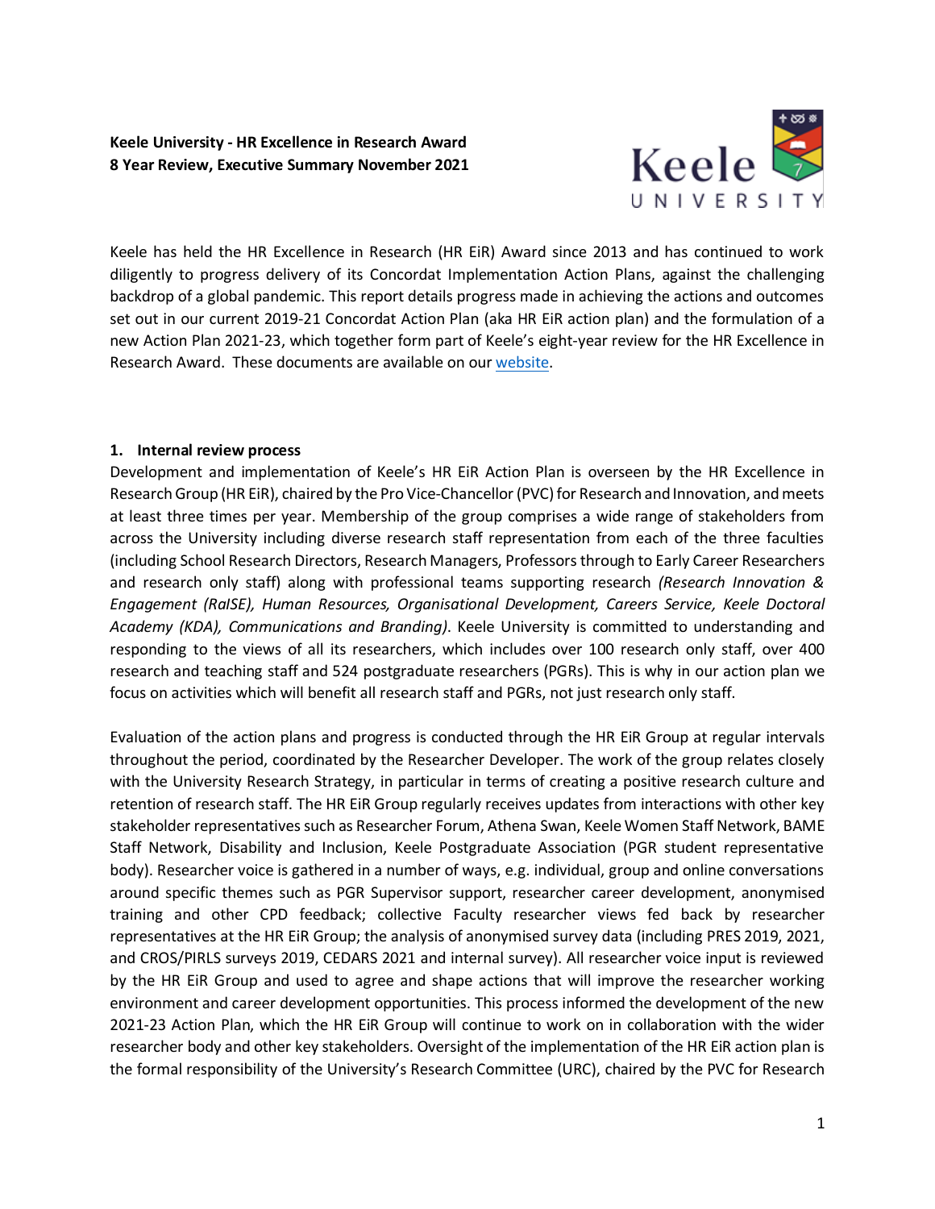**Keele University - HR Excellence in Research Award**
**8 Year Review, Executive Summary November 2021**

Keele has held the HR Excellence in Research (HR EiR) Award since 2013 and has continued to work diligently to progress delivery of its Concordat Implementation Action Plans, against the challenging backdrop of a global pandemic. This report details progress made in achieving the actions and outcomes set out in our current 2019-21 Concordat Action Plan (aka HR EiR action plan) and the formulation of a new Action Plan 2021-23, which together form part of Keele's eight-year review for the HR Excellence in Research Award. These documents are available on our website.

## 1. Internal review process

Development and implementation of Keele's HR EiR Action Plan is overseen by the HR Excellence in Research Group (HR EiR), chaired by the Pro Vice-Chancellor (PVC) for Research and Innovation, and meets at least three times per year. Membership of the group comprises a wide range of stakeholders from across the University including diverse research staff representation from each of the three faculties (including School Research Directors, Research Managers, Professors through to Early Career Researchers and research only staff) along with professional teams supporting research *(Research Innovation & Engagement (RaISE), Human Resources, Organisational Development, Careers Service, Keele Doctoral Academy (KDA), Communications and Branding)*. Keele University is committed to understanding and responding to the views of all its researchers, which includes over 100 research only staff, over 400 research and teaching staff and 524 postgraduate researchers (PGRs). This is why in our action plan we focus on activities which will benefit all research staff and PGRs, not just research only staff.

Evaluation of the action plans and progress is conducted through the HR EiR Group at regular intervals throughout the period, coordinated by the Researcher Developer. The work of the group relates closely with the University Research Strategy, in particular in terms of creating a positive research culture and retention of research staff. The HR EiR Group regularly receives updates from interactions with other key stakeholder representatives such as Researcher Forum, Athena Swan, Keele Women Staff Network, BAME Staff Network, Disability and Inclusion, Keele Postgraduate Association (PGR student representative body). Researcher voice is gathered in a number of ways, e.g. individual, group and online conversations around specific themes such as PGR Supervisor support, researcher career development, anonymised training and other CPD feedback; collective Faculty researcher views fed back by researcher representatives at the HR EiR Group; the analysis of anonymised survey data (including PRES 2019, 2021, and CROS/PIRLS surveys 2019, CEDARS 2021 and internal survey). All researcher voice input is reviewed by the HR EiR Group and used to agree and shape actions that will improve the researcher working environment and career development opportunities. This process informed the development of the new 2021-23 Action Plan, which the HR EiR Group will continue to work on in collaboration with the wider researcher body and other key stakeholders. Oversight of the implementation of the HR EiR action plan is the formal responsibility of the University's Research Committee (URC), chaired by the PVC for Research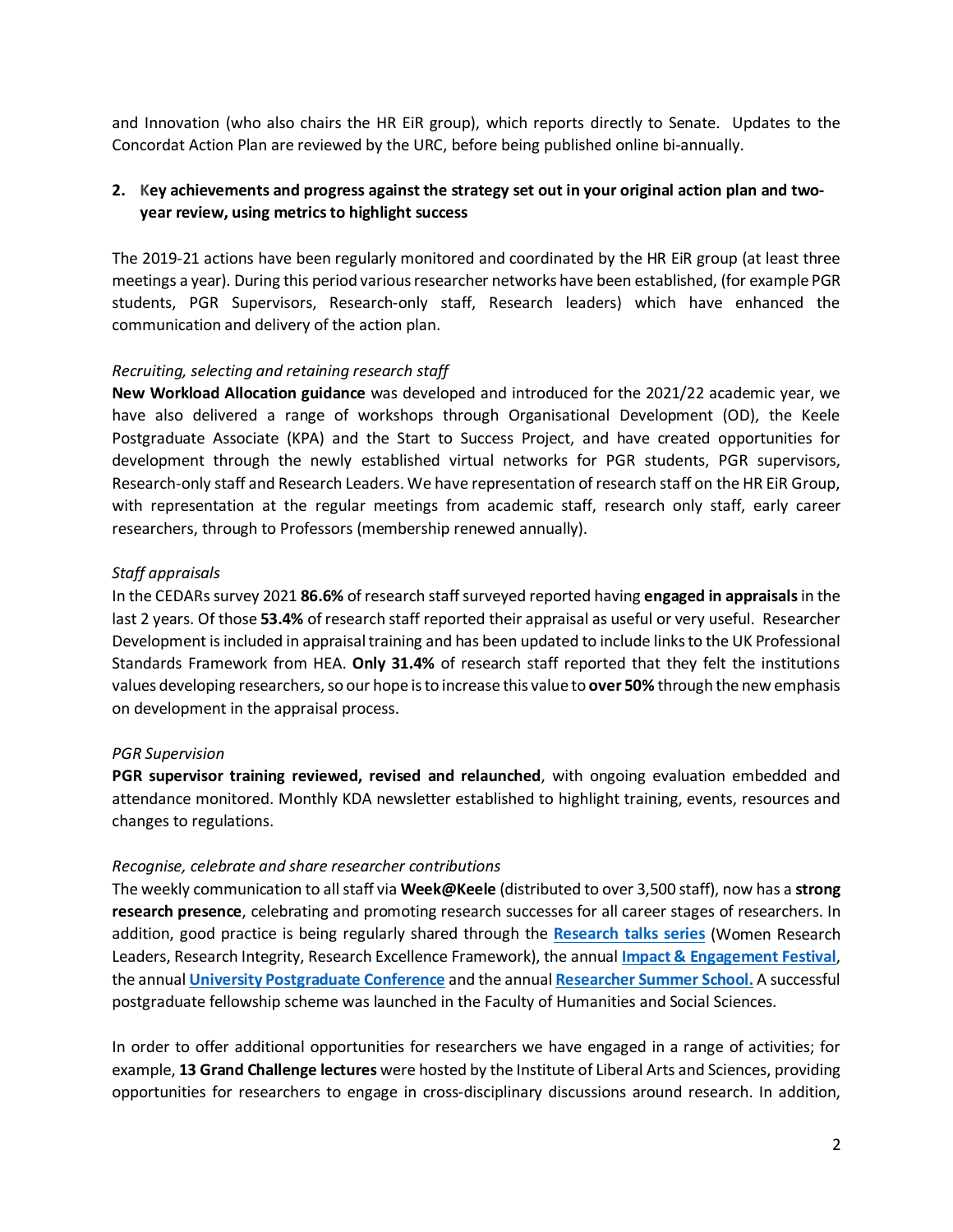and Innovation (who also chairs the HR EiR group), which reports directly to Senate. Updates to the Concordat Action Plan are reviewed by the URC, before being published online bi-annually.

## 2. Key achievements and progress against the strategy set out in your original action plan and two-year review, using metrics to highlight success

The 2019-21 actions have been regularly monitored and coordinated by the HR EiR group (at least three meetings a year). During this period various researcher networks have been established, (for example PGR students, PGR Supervisors, Research-only staff, Research leaders) which have enhanced the communication and delivery of the action plan.

*Recruiting, selecting and retaining research staff*

**New Workload Allocation guidance** was developed and introduced for the 2021/22 academic year, we have also delivered a range of workshops through Organisational Development (OD), the Keele Postgraduate Associate (KPA) and the Start to Success Project, and have created opportunities for development through the newly established virtual networks for PGR students, PGR supervisors, Research-only staff and Research Leaders. We have representation of research staff on the HR EiR Group, with representation at the regular meetings from academic staff, research only staff, early career researchers, through to Professors (membership renewed annually).

*Staff appraisals*

In the CEDARs survey 2021 **86.6%** of research staff surveyed reported having **engaged in appraisals** in the last 2 years. Of those **53.4%** of research staff reported their appraisal as useful or very useful. Researcher Development is included in appraisal training and has been updated to include links to the UK Professional Standards Framework from HEA. **Only 31.4%** of research staff reported that they felt the institutions values developing researchers, so our hope is to increase this value to **over 50%** through the new emphasis on development in the appraisal process.

*PGR Supervision*

**PGR supervisor training reviewed, revised and relaunched**, with ongoing evaluation embedded and attendance monitored. Monthly KDA newsletter established to highlight training, events, resources and changes to regulations.

*Recognise, celebrate and share researcher contributions*

The weekly communication to all staff via **Week@Keele** (distributed to over 3,500 staff), now has a **strong research presence**, celebrating and promoting research successes for all career stages of researchers. In addition, good practice is being regularly shared through the **Research talks series** (Women Research Leaders, Research Integrity, Research Excellence Framework), the annual **Impact & Engagement Festival**, the annual **University Postgraduate Conference** and the annual **Researcher Summer School.** A successful postgraduate fellowship scheme was launched in the Faculty of Humanities and Social Sciences.

In order to offer additional opportunities for researchers we have engaged in a range of activities; for example, **13 Grand Challenge lectures** were hosted by the Institute of Liberal Arts and Sciences, providing opportunities for researchers to engage in cross-disciplinary discussions around research. In addition,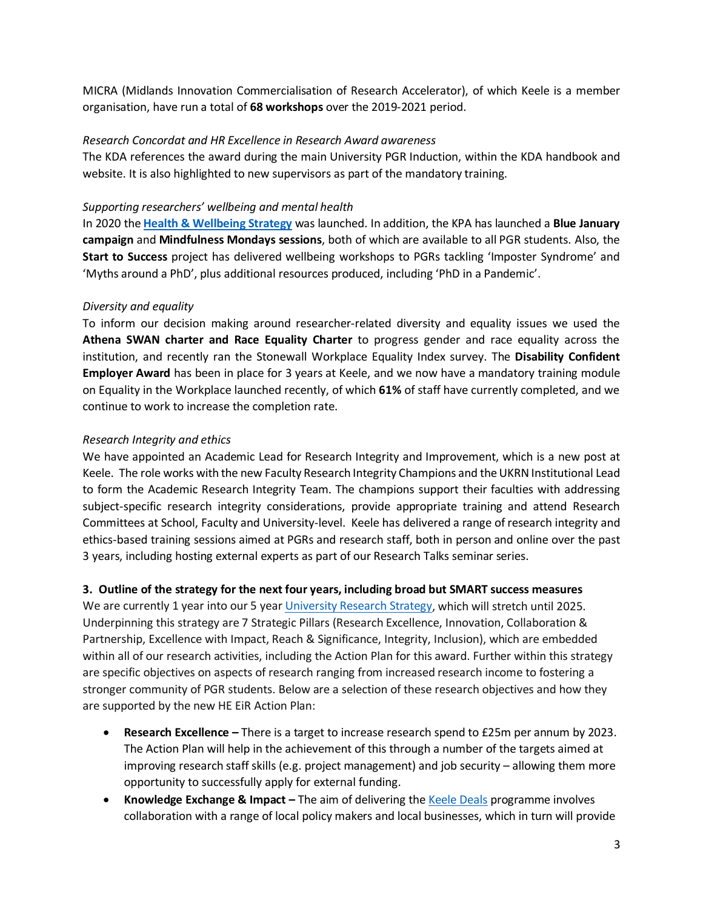MICRA (Midlands Innovation Commercialisation of Research Accelerator), of which Keele is a member organisation, have run a total of **68 workshops** over the 2019-2021 period.

*Research Concordat and HR Excellence in Research Award awareness*

The KDA references the award during the main University PGR Induction, within the KDA handbook and website. It is also highlighted to new supervisors as part of the mandatory training.

*Supporting researchers' wellbeing and mental health*

In 2020 the **Health & Wellbeing Strategy** was launched. In addition, the KPA has launched a **Blue January campaign** and **Mindfulness Mondays sessions**, both of which are available to all PGR students. Also, the **Start to Success** project has delivered wellbeing workshops to PGRs tackling 'Imposter Syndrome' and 'Myths around a PhD', plus additional resources produced, including 'PhD in a Pandemic'.

*Diversity and equality*

To inform our decision making around researcher-related diversity and equality issues we used the **Athena SWAN charter and Race Equality Charter** to progress gender and race equality across the institution, and recently ran the Stonewall Workplace Equality Index survey. The **Disability Confident Employer Award** has been in place for 3 years at Keele, and we now have a mandatory training module on Equality in the Workplace launched recently, of which **61%** of staff have currently completed, and we continue to work to increase the completion rate.

*Research Integrity and ethics*

We have appointed an Academic Lead for Research Integrity and Improvement, which is a new post at Keele. The role works with the new Faculty Research Integrity Champions and the UKRN Institutional Lead to form the Academic Research Integrity Team. The champions support their faculties with addressing subject-specific research integrity considerations, provide appropriate training and attend Research Committees at School, Faculty and University-level. Keele has delivered a range of research integrity and ethics-based training sessions aimed at PGRs and research staff, both in person and online over the past 3 years, including hosting external experts as part of our Research Talks seminar series.

**3. Outline of the strategy for the next four years, including broad but SMART success measures**

We are currently 1 year into our 5 year University Research Strategy, which will stretch until 2025. Underpinning this strategy are 7 Strategic Pillars (Research Excellence, Innovation, Collaboration & Partnership, Excellence with Impact, Reach & Significance, Integrity, Inclusion), which are embedded within all of our research activities, including the Action Plan for this award. Further within this strategy are specific objectives on aspects of research ranging from increased research income to fostering a stronger community of PGR students. Below are a selection of these research objectives and how they are supported by the new HE EiR Action Plan:

- **Research Excellence –** There is a target to increase research spend to £25m per annum by 2023. The Action Plan will help in the achievement of this through a number of the targets aimed at improving research staff skills (e.g. project management) and job security – allowing them more opportunity to successfully apply for external funding.
- **Knowledge Exchange & Impact –** The aim of delivering the Keele Deals programme involves collaboration with a range of local policy makers and local businesses, which in turn will provide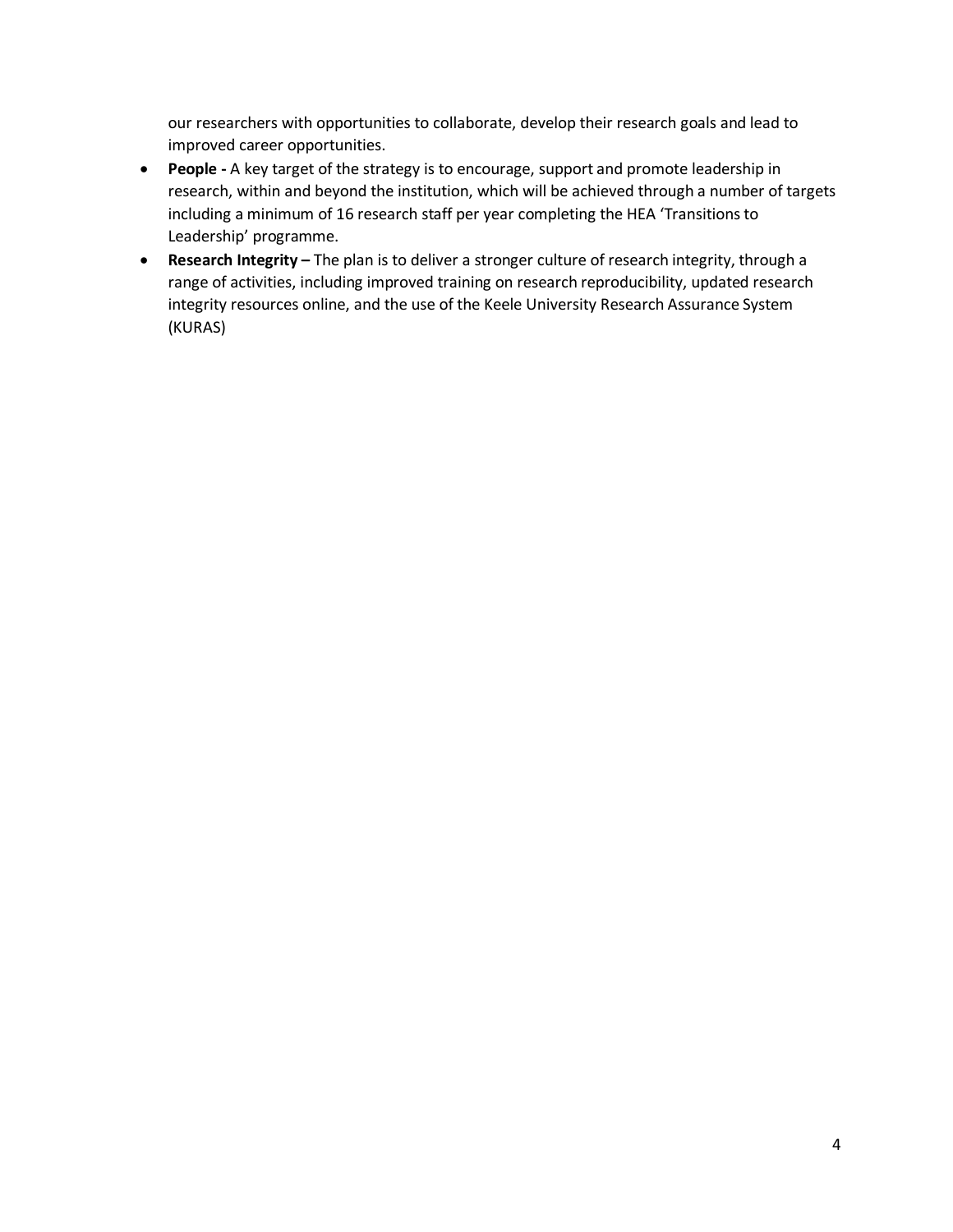our researchers with opportunities to collaborate, develop their research goals and lead to improved career opportunities.

- **People -** A key target of the strategy is to encourage, support and promote leadership in research, within and beyond the institution, which will be achieved through a number of targets including a minimum of 16 research staff per year completing the HEA 'Transitions to Leadership' programme.
- **Research Integrity –** The plan is to deliver a stronger culture of research integrity, through a range of activities, including improved training on research reproducibility, updated research integrity resources online, and the use of the Keele University Research Assurance System (KURAS)